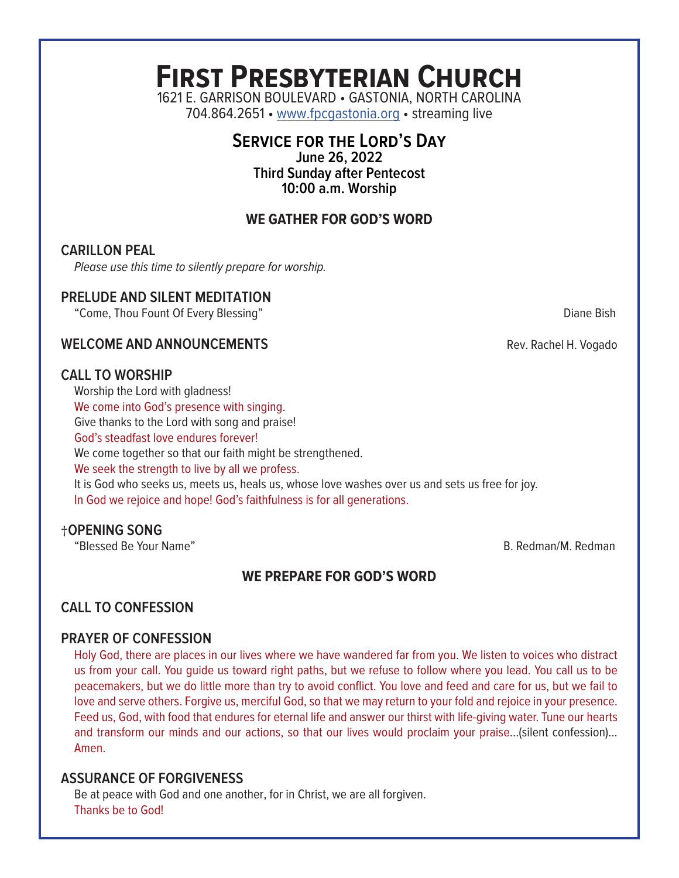# First Presbyterian Church

1621 E. GARRISON BOULEVARD • GASTONIA, NORTH CAROLINA
704.864.2651 • www.fpcgastonia.org • streaming live

## Service for the Lord's Day

**June 26, 2022**
**Third Sunday after Pentecost**
**10:00 a.m. Worship**

### WE GATHER FOR GOD'S WORD

**CARILLON PEAL**

*Please use this time to silently prepare for worship.*

**PRELUDE AND SILENT MEDITATION**

"Come, Thou Fount Of Every Blessing" — Diane Bish

**WELCOME AND ANNOUNCEMENTS** — Rev. Rachel H. Vogado

**CALL TO WORSHIP**

Worship the Lord with gladness!
**We come into God's presence with singing.**
Give thanks to the Lord with song and praise!
**God's steadfast love endures forever!**
We come together so that our faith might be strengthened.
**We seek the strength to live by all we profess.**
It is God who seeks us, meets us, heals us, whose love washes over us and sets us free for joy.
**In God we rejoice and hope! God's faithfulness is for all generations.**

**†OPENING SONG**

"Blessed Be Your Name" — B. Redman/M. Redman

### WE PREPARE FOR GOD'S WORD

**CALL TO CONFESSION**

**PRAYER OF CONFESSION**

**Holy God, there are places in our lives where we have wandered far from you. We listen to voices who distract us from your call. You guide us toward right paths, but we refuse to follow where you lead. You call us to be peacemakers, but we do little more than try to avoid conflict. You love and feed and care for us, but we fail to love and serve others. Forgive us, merciful God, so that we may return to your fold and rejoice in your presence. Feed us, God, with food that endures for eternal life and answer our thirst with life-giving water. Tune our hearts and transform our minds and our actions, so that our lives would proclaim your praise**…(silent confession)… **Amen.**

**ASSURANCE OF FORGIVENESS**

Be at peace with God and one another, for in Christ, we are all forgiven.
**Thanks be to God!**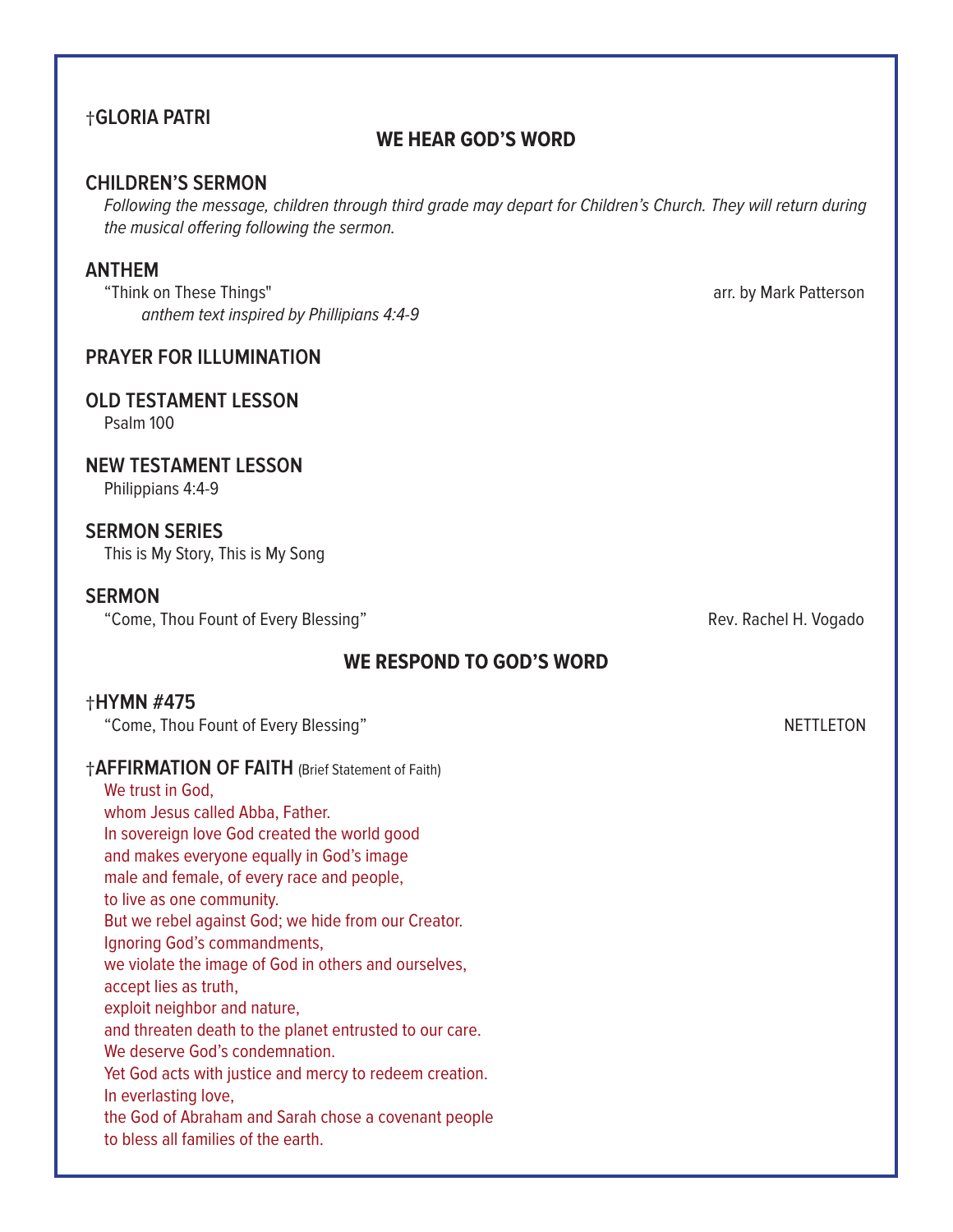**†GLORIA PATRI**

## WE HEAR GOD'S WORD

**CHILDREN'S SERMON**

*Following the message, children through third grade may depart for Children's Church. They will return during the musical offering following the sermon.*

**ANTHEM**

"Think on These Things" — arr. by Mark Patterson

*anthem text inspired by Phillipians 4:4-9*

**PRAYER FOR ILLUMINATION**

**OLD TESTAMENT LESSON**

Psalm 100

**NEW TESTAMENT LESSON**

Philippians 4:4-9

**SERMON SERIES**

This is My Story, This is My Song

**SERMON**

"Come, Thou Fount of Every Blessing" — Rev. Rachel H. Vogado

## WE RESPOND TO GOD'S WORD

**†HYMN #475**

"Come, Thou Fount of Every Blessing" — NETTLETON

**†AFFIRMATION OF FAITH** (Brief Statement of Faith)

We trust in God,
whom Jesus called Abba, Father.
In sovereign love God created the world good
and makes everyone equally in God's image
male and female, of every race and people,
to live as one community.
But we rebel against God; we hide from our Creator.
Ignoring God's commandments,
we violate the image of God in others and ourselves,
accept lies as truth,
exploit neighbor and nature,
and threaten death to the planet entrusted to our care.
We deserve God's condemnation.
Yet God acts with justice and mercy to redeem creation.
In everlasting love,
the God of Abraham and Sarah chose a covenant people
to bless all families of the earth.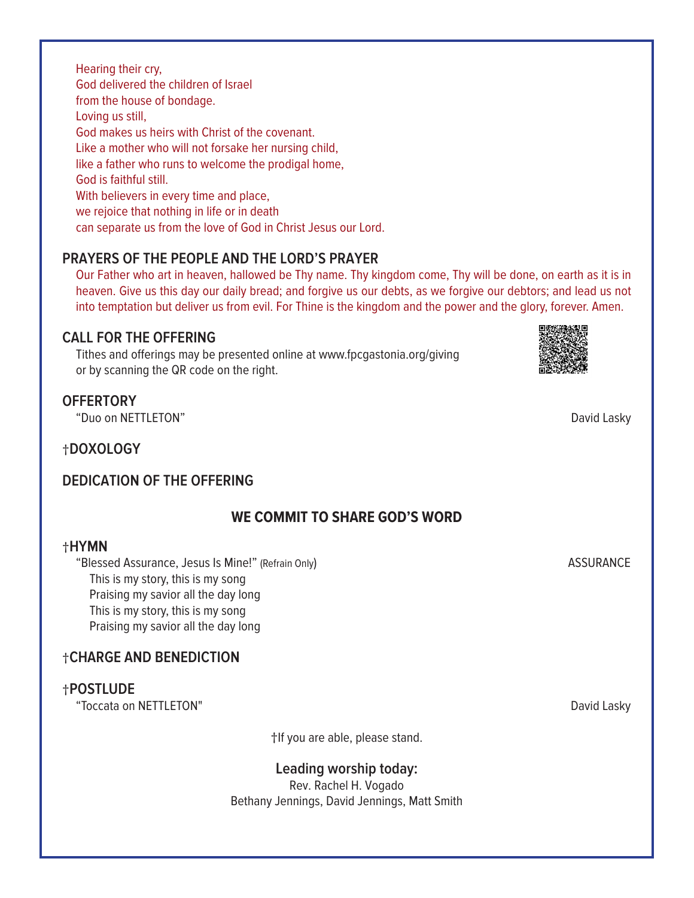Hearing their cry,
God delivered the children of Israel
from the house of bondage.
Loving us still,
God makes us heirs with Christ of the covenant.
Like a mother who will not forsake her nursing child,
like a father who runs to welcome the prodigal home,
God is faithful still.
With believers in every time and place,
we rejoice that nothing in life or in death
can separate us from the love of God in Christ Jesus our Lord.

### PRAYERS OF THE PEOPLE AND THE LORD'S PRAYER

Our Father who art in heaven, hallowed be Thy name. Thy kingdom come, Thy will be done, on earth as it is in heaven. Give us this day our daily bread; and forgive us our debts, as we forgive our debtors; and lead us not into temptation but deliver us from evil. For Thine is the kingdom and the power and the glory, forever. Amen.

### CALL FOR THE OFFERING

Tithes and offerings may be presented online at www.fpcgastonia.org/giving
or by scanning the QR code on the right.

### OFFERTORY

"Duo on NETTLETON" — David Lasky

### †DOXOLOGY

### DEDICATION OF THE OFFERING

## WE COMMIT TO SHARE GOD'S WORD

### †HYMN

"Blessed Assurance, Jesus Is Mine!" (Refrain Only) — ASSURANCE

This is my story, this is my song
Praising my savior all the day long
This is my story, this is my song
Praising my savior all the day long

### †CHARGE AND BENEDICTION

### †POSTLUDE

"Toccata on NETTLETON" — David Lasky

†If you are able, please stand.

**Leading worship today:**
Rev. Rachel H. Vogado
Bethany Jennings, David Jennings, Matt Smith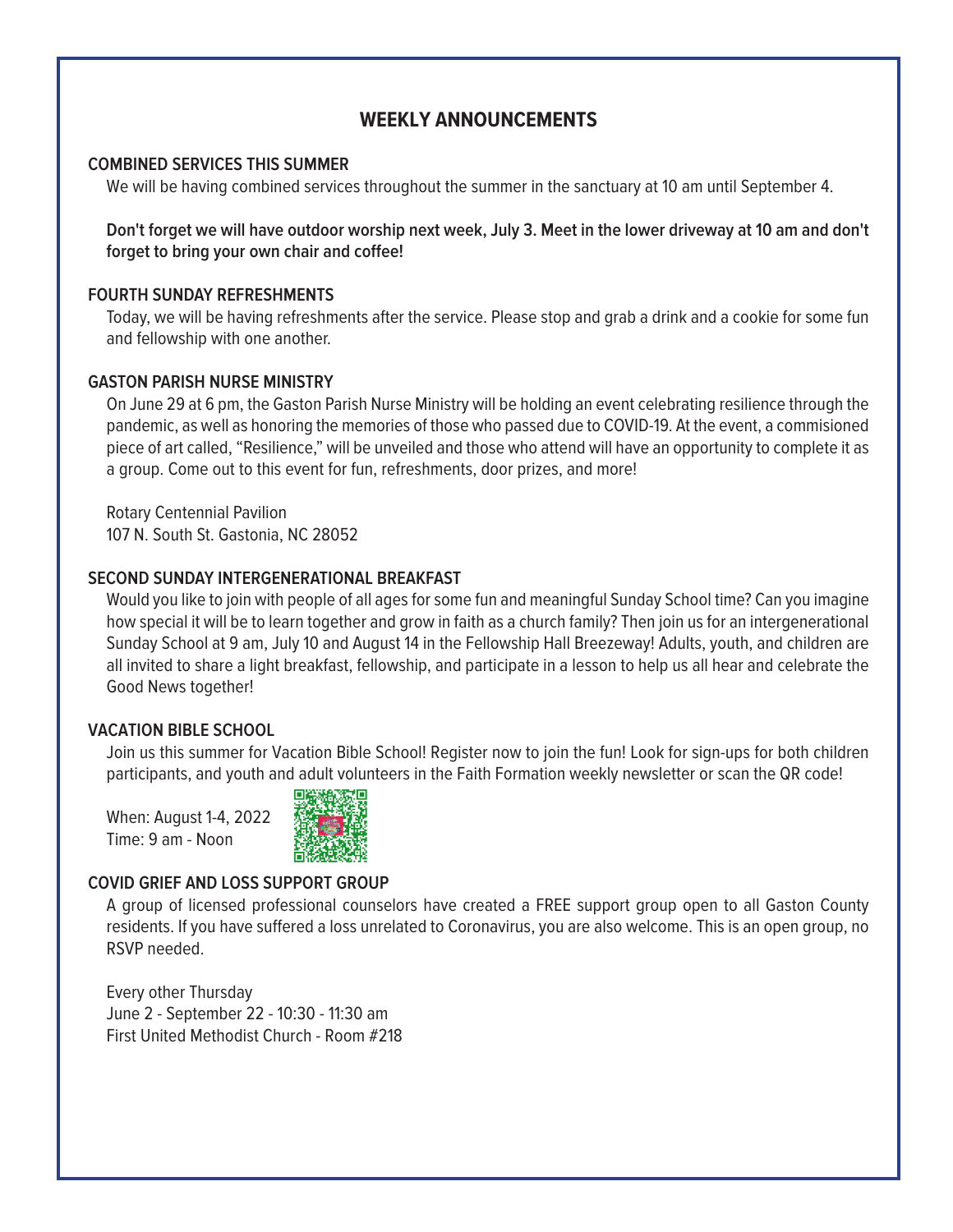# WEEKLY ANNOUNCEMENTS

## COMBINED SERVICES THIS SUMMER

We will be having combined services throughout the summer in the sanctuary at 10 am until September 4.

**Don't forget we will have outdoor worship next week, July 3. Meet in the lower driveway at 10 am and don't forget to bring your own chair and coffee!**

## FOURTH SUNDAY REFRESHMENTS

Today, we will be having refreshments after the service. Please stop and grab a drink and a cookie for some fun and fellowship with one another.

## GASTON PARISH NURSE MINISTRY

On June 29 at 6 pm, the Gaston Parish Nurse Ministry will be holding an event celebrating resilience through the pandemic, as well as honoring the memories of those who passed due to COVID-19. At the event, a commisioned piece of art called, "Resilience," will be unveiled and those who attend will have an opportunity to complete it as a group. Come out to this event for fun, refreshments, door prizes, and more!

Rotary Centennial Pavilion
107 N. South St. Gastonia, NC 28052

## SECOND SUNDAY INTERGENERATIONAL BREAKFAST

Would you like to join with people of all ages for some fun and meaningful Sunday School time? Can you imagine how special it will be to learn together and grow in faith as a church family? Then join us for an intergenerational Sunday School at 9 am, July 10 and August 14 in the Fellowship Hall Breezeway! Adults, youth, and children are all invited to share a light breakfast, fellowship, and participate in a lesson to help us all hear and celebrate the Good News together!

## VACATION BIBLE SCHOOL

Join us this summer for Vacation Bible School! Register now to join the fun! Look for sign-ups for both children participants, and youth and adult volunteers in the Faith Formation weekly newsletter or scan the QR code!

When: August 1-4, 2022
Time: 9 am - Noon

## COVID GRIEF AND LOSS SUPPORT GROUP

A group of licensed professional counselors have created a FREE support group open to all Gaston County residents. If you have suffered a loss unrelated to Coronavirus, you are also welcome. This is an open group, no RSVP needed.

Every other Thursday
June 2 - September 22 - 10:30 - 11:30 am
First United Methodist Church - Room #218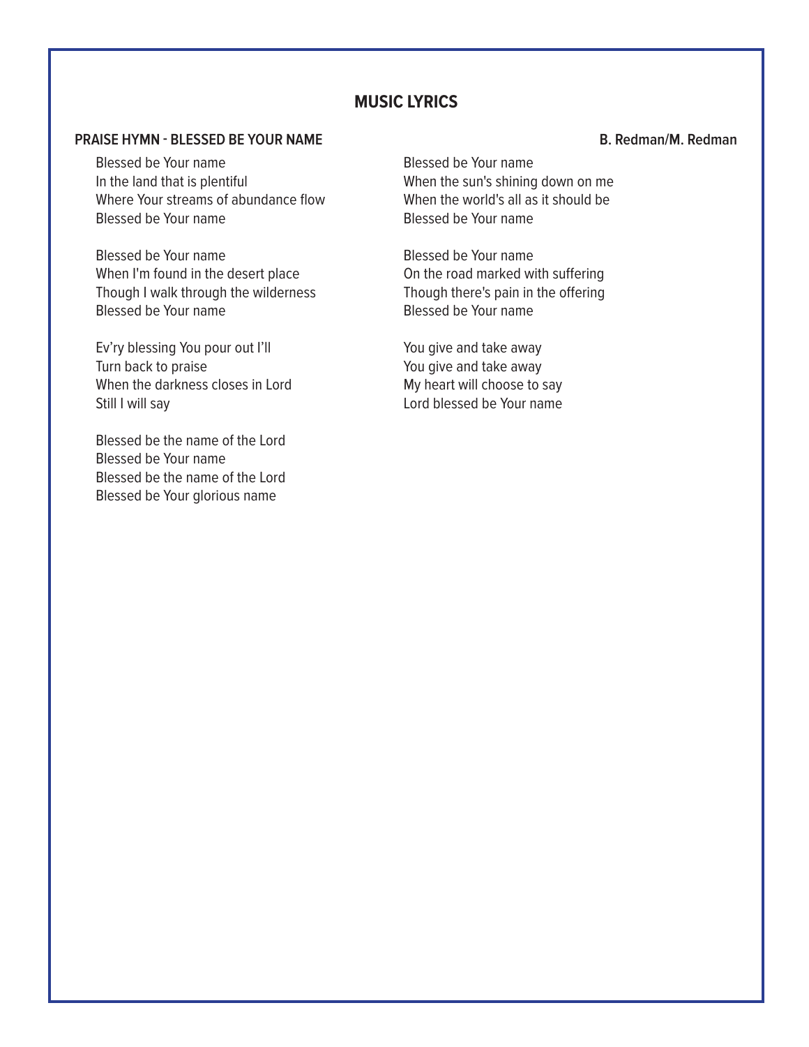## MUSIC LYRICS

**PRAISE HYMN - BLESSED BE YOUR NAME** **B. Redman/M. Redman**

Blessed be Your name
In the land that is plentiful
Where Your streams of abundance flow
Blessed be Your name

Blessed be Your name
When I'm found in the desert place
Though I walk through the wilderness
Blessed be Your name

Ev'ry blessing You pour out I'll
Turn back to praise
When the darkness closes in Lord
Still I will say

Blessed be the name of the Lord
Blessed be Your name
Blessed be the name of the Lord
Blessed be Your glorious name

Blessed be Your name
When the sun's shining down on me
When the world's all as it should be
Blessed be Your name

Blessed be Your name
On the road marked with suffering
Though there's pain in the offering
Blessed be Your name

You give and take away
You give and take away
My heart will choose to say
Lord blessed be Your name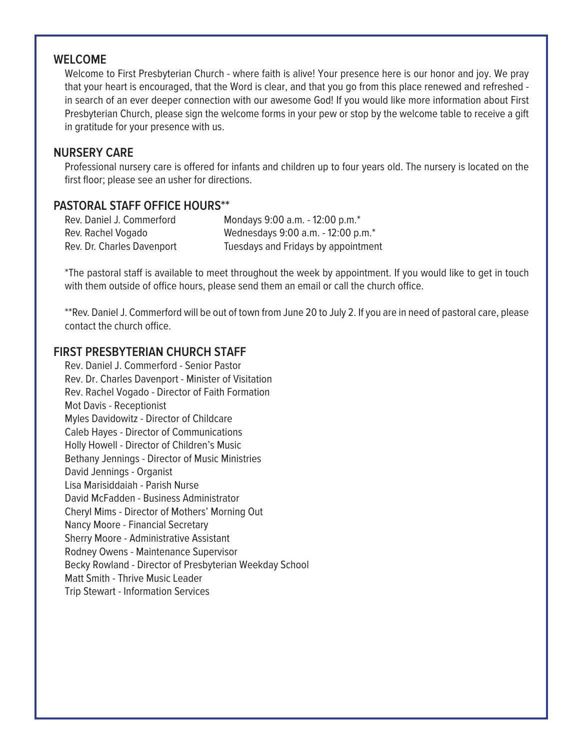## WELCOME

Welcome to First Presbyterian Church - where faith is alive! Your presence here is our honor and joy. We pray that your heart is encouraged, that the Word is clear, and that you go from this place renewed and refreshed - in search of an ever deeper connection with our awesome God! If you would like more information about First Presbyterian Church, please sign the welcome forms in your pew or stop by the welcome table to receive a gift in gratitude for your presence with us.

## NURSERY CARE

Professional nursery care is offered for infants and children up to four years old. The nursery is located on the first floor; please see an usher for directions.

## PASTORAL STAFF OFFICE HOURS**

| | |
|---|---|
| Rev. Daniel J. Commerford | Mondays 9:00 a.m. - 12:00 p.m.* |
| Rev. Rachel Vogado | Wednesdays 9:00 a.m. - 12:00 p.m.* |
| Rev. Dr. Charles Davenport | Tuesdays and Fridays by appointment |

*The pastoral staff is available to meet throughout the week by appointment. If you would like to get in touch with them outside of office hours, please send them an email or call the church office.

**Rev. Daniel J. Commerford will be out of town from June 20 to July 2. If you are in need of pastoral care, please contact the church office.

## FIRST PRESBYTERIAN CHURCH STAFF

Rev. Daniel J. Commerford - Senior Pastor
Rev. Dr. Charles Davenport - Minister of Visitation
Rev. Rachel Vogado - Director of Faith Formation
Mot Davis - Receptionist
Myles Davidowitz - Director of Childcare
Caleb Hayes - Director of Communications
Holly Howell - Director of Children's Music
Bethany Jennings - Director of Music Ministries
David Jennings - Organist
Lisa Marisiddaiah - Parish Nurse
David McFadden - Business Administrator
Cheryl Mims - Director of Mothers' Morning Out
Nancy Moore - Financial Secretary
Sherry Moore - Administrative Assistant
Rodney Owens - Maintenance Supervisor
Becky Rowland - Director of Presbyterian Weekday School
Matt Smith - Thrive Music Leader
Trip Stewart - Information Services